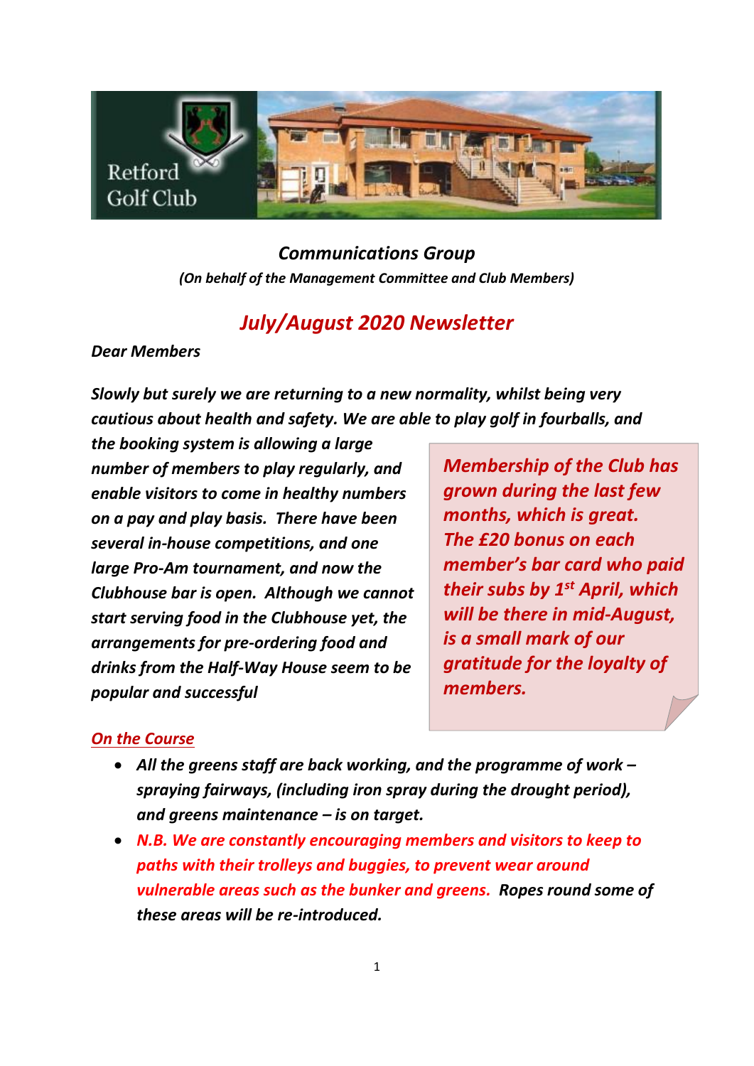Retford Golf Club

***Communications Group***
***(On behalf of the Management Committee and Club Members)***

# *July/August 2020 Newsletter*

***Dear Members***

***Slowly but surely we are returning to a new normality, whilst being very cautious about health and safety. We are able to play golf in fourballs, and the booking system is allowing a large number of members to play regularly, and enable visitors to come in healthy numbers on a pay and play basis. There have been several in-house competitions, and one large Pro-Am tournament, and now the Clubhouse bar is open. Although we cannot start serving food in the Clubhouse yet, the arrangements for pre-ordering food and drinks from the Half-Way House seem to be popular and successful***

***Membership of the Club has grown during the last few months, which is great. The £20 bonus on each member's bar card who paid their subs by 1st April, which will be there in mid-August, is a small mark of our gratitude for the loyalty of members.***

## ***On the Course***

- ***All the greens staff are back working, and the programme of work – spraying fairways, (including iron spray during the drought period), and greens maintenance – is on target.***
- ***N.B. We are constantly encouraging members and visitors to keep to paths with their trolleys and buggies, to prevent wear around vulnerable areas such as the bunker and greens. Ropes round some of these areas will be re-introduced.***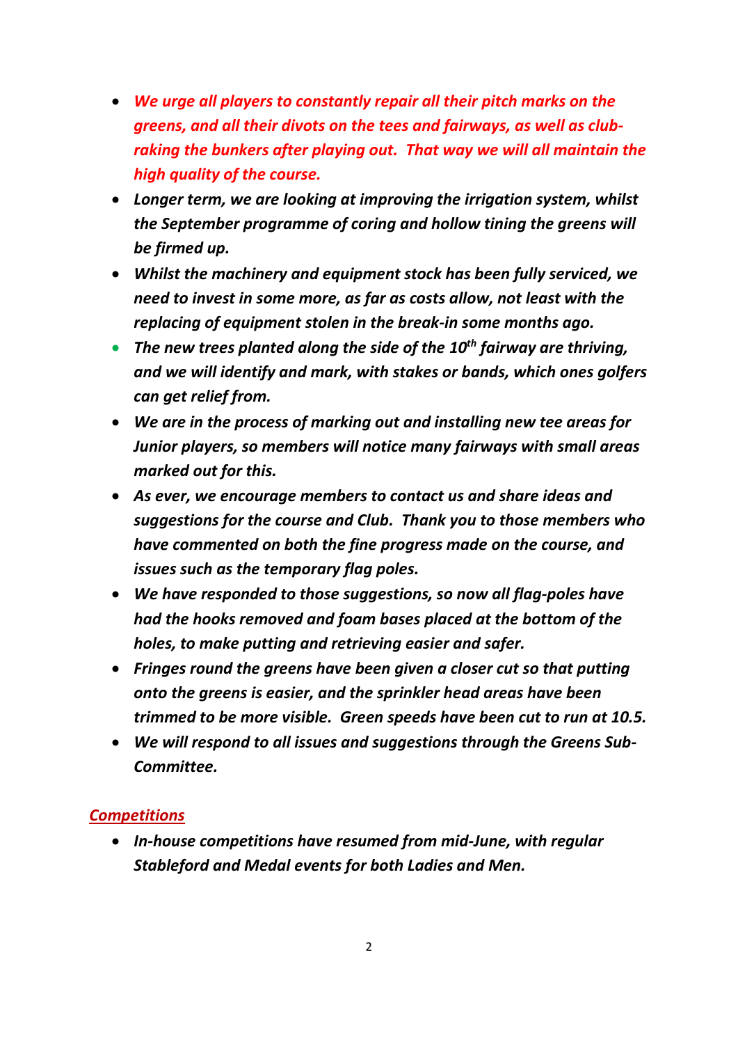- ***We urge all players to constantly repair all their pitch marks on the greens, and all their divots on the tees and fairways, as well as club-raking the bunkers after playing out. That way we will all maintain the high quality of the course.***
- ***Longer term, we are looking at improving the irrigation system, whilst the September programme of coring and hollow tining the greens will be firmed up.***
- ***Whilst the machinery and equipment stock has been fully serviced, we need to invest in some more, as far as costs allow, not least with the replacing of equipment stolen in the break-in some months ago.***
- ***The new trees planted along the side of the 10th fairway are thriving, and we will identify and mark, with stakes or bands, which ones golfers can get relief from.***
- ***We are in the process of marking out and installing new tee areas for Junior players, so members will notice many fairways with small areas marked out for this.***
- ***As ever, we encourage members to contact us and share ideas and suggestions for the course and Club. Thank you to those members who have commented on both the fine progress made on the course, and issues such as the temporary flag poles.***
- ***We have responded to those suggestions, so now all flag-poles have had the hooks removed and foam bases placed at the bottom of the holes, to make putting and retrieving easier and safer.***
- ***Fringes round the greens have been given a closer cut so that putting onto the greens is easier, and the sprinkler head areas have been trimmed to be more visible. Green speeds have been cut to run at 10.5.***
- ***We will respond to all issues and suggestions through the Greens Sub-Committee.***

## ***Competitions***

- ***In-house competitions have resumed from mid-June, with regular Stableford and Medal events for both Ladies and Men.***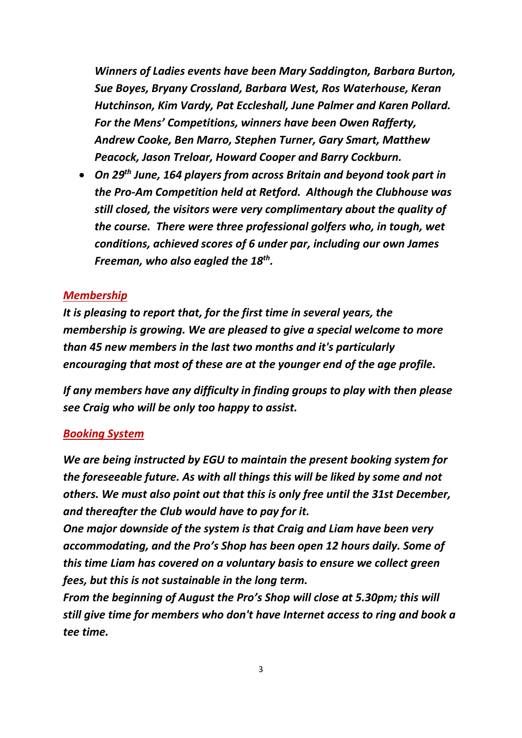***Winners of Ladies events have been Mary Saddington, Barbara Burton, Sue Boyes, Bryany Crossland, Barbara West, Ros Waterhouse, Keran Hutchinson, Kim Vardy, Pat Eccleshall, June Palmer and Karen Pollard. For the Mens' Competitions, winners have been Owen Rafferty, Andrew Cooke, Ben Marro, Stephen Turner, Gary Smart, Matthew Peacock, Jason Treloar, Howard Cooper and Barry Cockburn.***

- ***On 29th June, 164 players from across Britain and beyond took part in the Pro-Am Competition held at Retford. Although the Clubhouse was still closed, the visitors were very complimentary about the quality of the course. There were three professional golfers who, in tough, wet conditions, achieved scores of 6 under par, including our own James Freeman, who also eagled the 18th.***

## ***Membership***

***It is pleasing to report that, for the first time in several years, the membership is growing. We are pleased to give a special welcome to more than 45 new members in the last two months and it's particularly encouraging that most of these are at the younger end of the age profile.***

***If any members have any difficulty in finding groups to play with then please see Craig who will be only too happy to assist.***

## ***Booking System***

***We are being instructed by EGU to maintain the present booking system for the foreseeable future. As with all things this will be liked by some and not others. We must also point out that this is only free until the 31st December, and thereafter the Club would have to pay for it.***

***One major downside of the system is that Craig and Liam have been very accommodating, and the Pro's Shop has been open 12 hours daily. Some of this time Liam has covered on a voluntary basis to ensure we collect green fees, but this is not sustainable in the long term.***

***From the beginning of August the Pro's Shop will close at 5.30pm; this will still give time for members who don't have Internet access to ring and book a tee time.***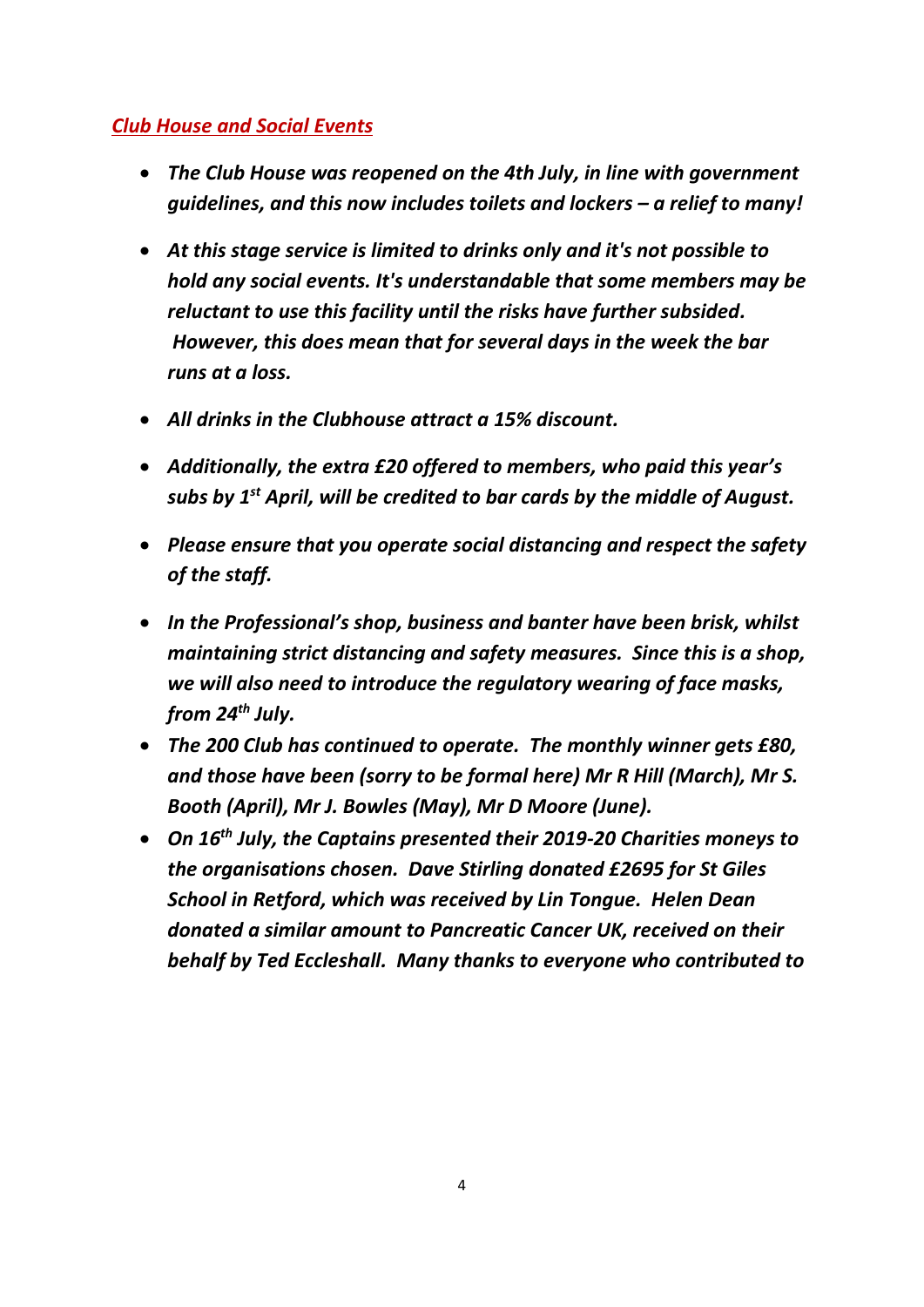## *Club House and Social Events*

- ***The Club House was reopened on the 4th July, in line with government guidelines, and this now includes toilets and lockers – a relief to many!***
- ***At this stage service is limited to drinks only and it's not possible to hold any social events. It's understandable that some members may be reluctant to use this facility until the risks have further subsided. However, this does mean that for several days in the week the bar runs at a loss.***
- ***All drinks in the Clubhouse attract a 15% discount.***
- ***Additionally, the extra £20 offered to members, who paid this year's subs by 1st April, will be credited to bar cards by the middle of August.***
- ***Please ensure that you operate social distancing and respect the safety of the staff.***
- ***In the Professional's shop, business and banter have been brisk, whilst maintaining strict distancing and safety measures. Since this is a shop, we will also need to introduce the regulatory wearing of face masks, from 24th July.***
- ***The 200 Club has continued to operate. The monthly winner gets £80, and those have been (sorry to be formal here) Mr R Hill (March), Mr S. Booth (April), Mr J. Bowles (May), Mr D Moore (June).***
- ***On 16th July, the Captains presented their 2019-20 Charities moneys to the organisations chosen. Dave Stirling donated £2695 for St Giles School in Retford, which was received by Lin Tongue. Helen Dean donated a similar amount to Pancreatic Cancer UK, received on their behalf by Ted Eccleshall. Many thanks to everyone who contributed to***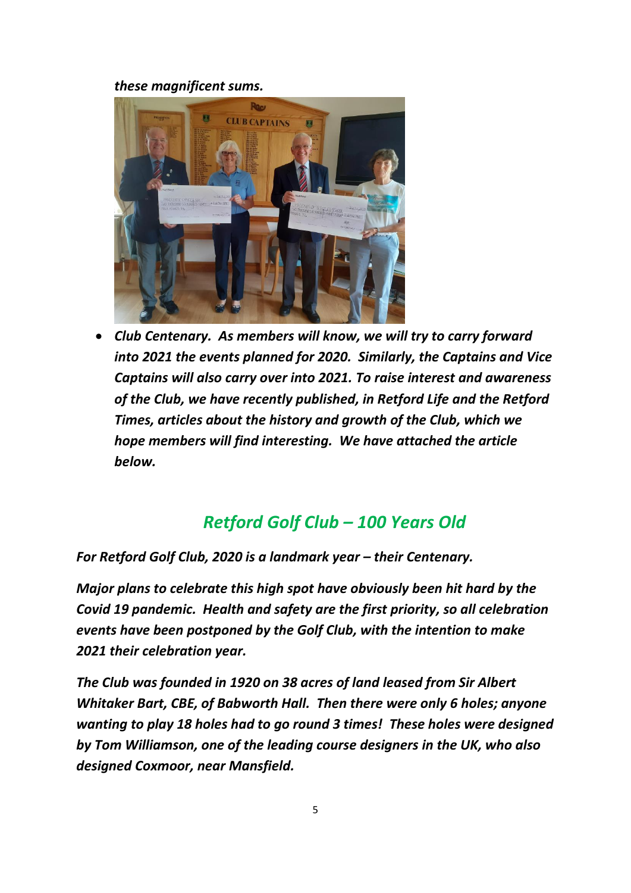***these magnificent sums.***

- ***Club Centenary. As members will know, we will try to carry forward into 2021 the events planned for 2020. Similarly, the Captains and Vice Captains will also carry over into 2021. To raise interest and awareness of the Club, we have recently published, in Retford Life and the Retford Times, articles about the history and growth of the Club, which we hope members will find interesting. We have attached the article below.***

## *Retford Golf Club – 100 Years Old*

***For Retford Golf Club, 2020 is a landmark year – their Centenary.***

***Major plans to celebrate this high spot have obviously been hit hard by the Covid 19 pandemic. Health and safety are the first priority, so all celebration events have been postponed by the Golf Club, with the intention to make 2021 their celebration year.***

***The Club was founded in 1920 on 38 acres of land leased from Sir Albert Whitaker Bart, CBE, of Babworth Hall. Then there were only 6 holes; anyone wanting to play 18 holes had to go round 3 times! These holes were designed by Tom Williamson, one of the leading course designers in the UK, who also designed Coxmoor, near Mansfield.***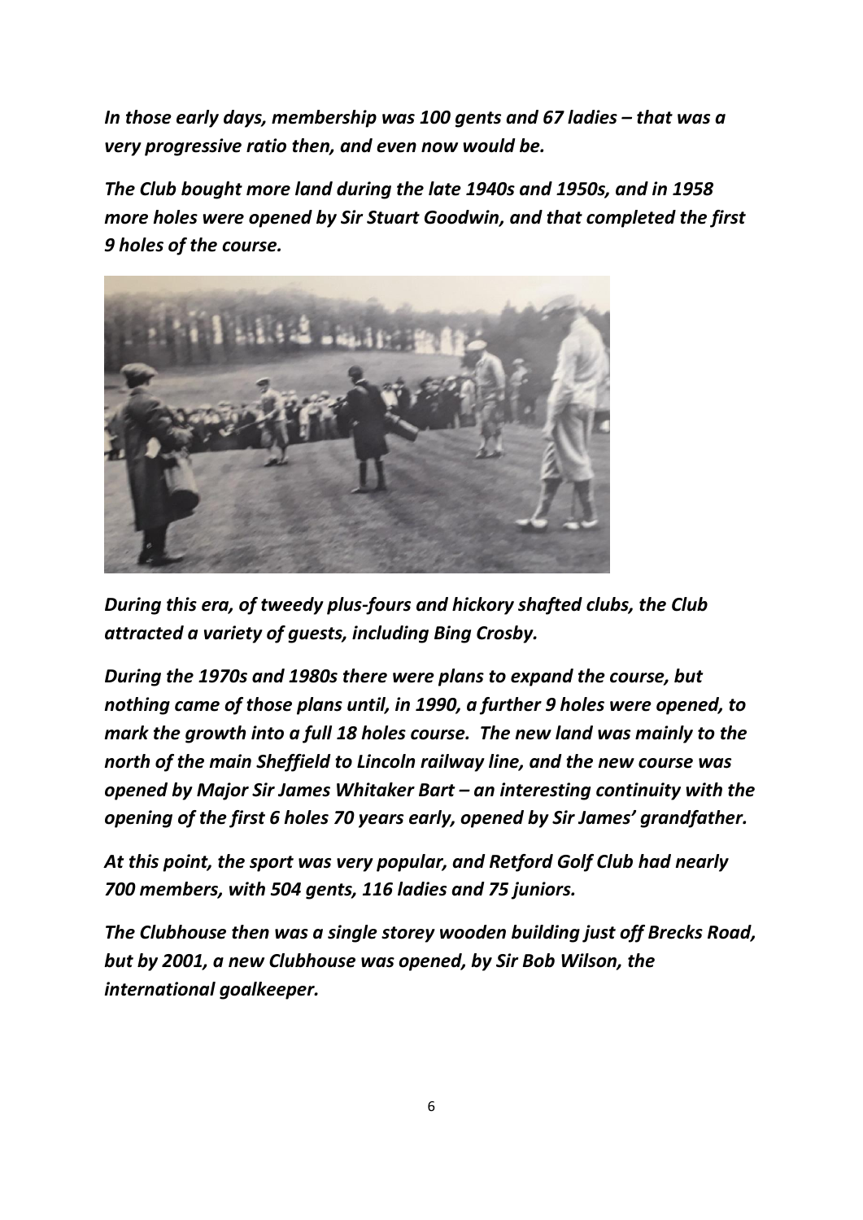*In those early days, membership was 100 gents and 67 ladies – that was a very progressive ratio then, and even now would be.*

*The Club bought more land during the late 1940s and 1950s, and in 1958 more holes were opened by Sir Stuart Goodwin, and that completed the first 9 holes of the course.*

*During this era, of tweedy plus-fours and hickory shafted clubs, the Club attracted a variety of guests, including Bing Crosby.*

*During the 1970s and 1980s there were plans to expand the course, but nothing came of those plans until, in 1990, a further 9 holes were opened, to mark the growth into a full 18 holes course. The new land was mainly to the north of the main Sheffield to Lincoln railway line, and the new course was opened by Major Sir James Whitaker Bart – an interesting continuity with the opening of the first 6 holes 70 years early, opened by Sir James' grandfather.*

*At this point, the sport was very popular, and Retford Golf Club had nearly 700 members, with 504 gents, 116 ladies and 75 juniors.*

*The Clubhouse then was a single storey wooden building just off Brecks Road, but by 2001, a new Clubhouse was opened, by Sir Bob Wilson, the international goalkeeper.*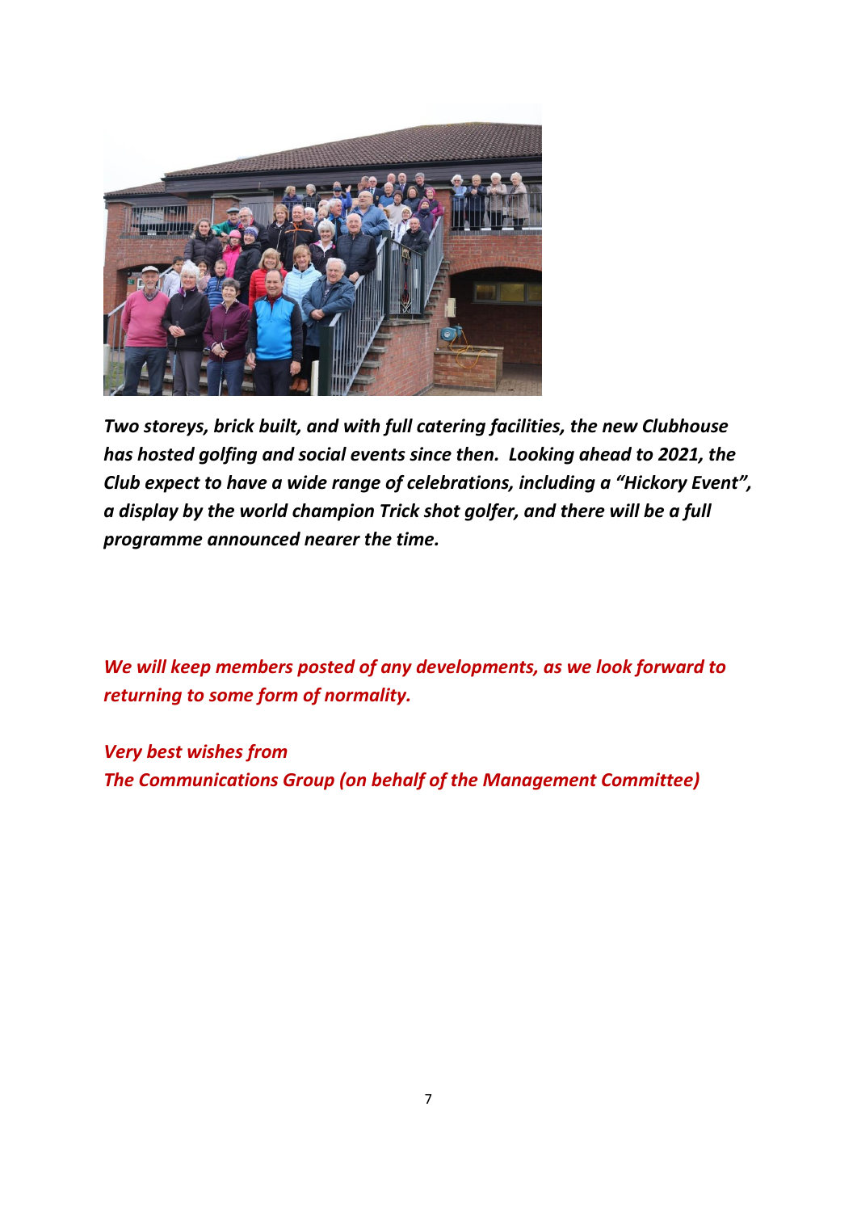***Two storeys, brick built, and with full catering facilities, the new Clubhouse has hosted golfing and social events since then. Looking ahead to 2021, the Club expect to have a wide range of celebrations, including a "Hickory Event", a display by the world champion Trick shot golfer, and there will be a full programme announced nearer the time.***

***We will keep members posted of any developments, as we look forward to returning to some form of normality.***

***Very best wishes from***
***The Communications Group (on behalf of the Management Committee)***